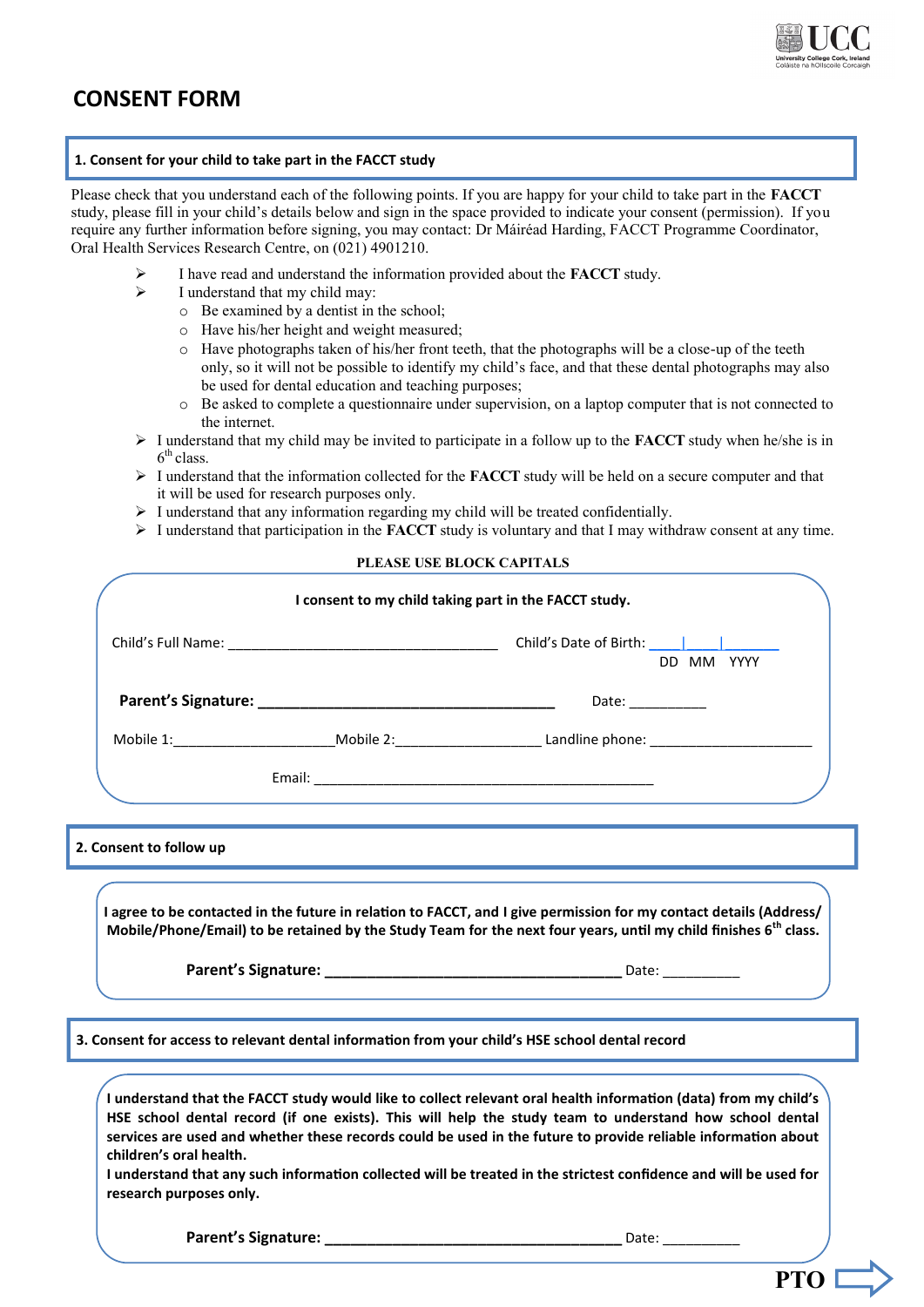# CONSENT FORM

## 1. Consent for your child to take part in the FACCT study

Please check that you understand each of the following points. If you are happy for your child to take part in the **FACCT** study, please fill in your child's details below and sign in the space provided to indicate your consent (permission). If you require any further information before signing, you may contact: Dr Máiréad Harding, FACCT Programme Coordinator, Oral Health Services Research Centre, on (021) 4901210.

- I have read and understand the information provided about the **FACCT** study.
- I understand that my child may:
  - Be examined by a dentist in the school;
  - Have his/her height and weight measured;
  - Have photographs taken of his/her front teeth, that the photographs will be a close-up of the teeth only, so it will not be possible to identify my child's face, and that these dental photographs may also be used for dental education and teaching purposes;
  - Be asked to complete a questionnaire under supervision, on a laptop computer that is not connected to the internet.
- I understand that my child may be invited to participate in a follow up to the **FACCT** study when he/she is in 6th class.
- I understand that the information collected for the **FACCT** study will be held on a secure computer and that it will be used for research purposes only.
- I understand that any information regarding my child will be treated confidentially.
- I understand that participation in the **FACCT** study is voluntary and that I may withdraw consent at any time.

**PLEASE USE BLOCK CAPITALS**

**I consent to my child taking part in the FACCT study.**

Child's Full Name: ___________________________________ Child's Date of Birth: ____|____|________
DD MM YYYY

**Parent's Signature: ___________________________________** Date: __________

Mobile 1:____________________Mobile 2:__________________ Landline phone: _____________________

Email: ____________________________________________

## 2. Consent to follow up

**I agree to be contacted in the future in relation to FACCT, and I give permission for my contact details (Address/ Mobile/Phone/Email) to be retained by the Study Team for the next four years, until my child finishes 6th class.**

**Parent's Signature: ____________________________________** Date: __________

## 3. Consent for access to relevant dental information from your child's HSE school dental record

**I understand that the FACCT study would like to collect relevant oral health information (data) from my child's HSE school dental record (if one exists). This will help the study team to understand how school dental services are used and whether these records could be used in the future to provide reliable information about children's oral health.**
**I understand that any such information collected will be treated in the strictest confidence and will be used for research purposes only.**

**Parent's Signature: ____________________________________** Date: __________

**PTO**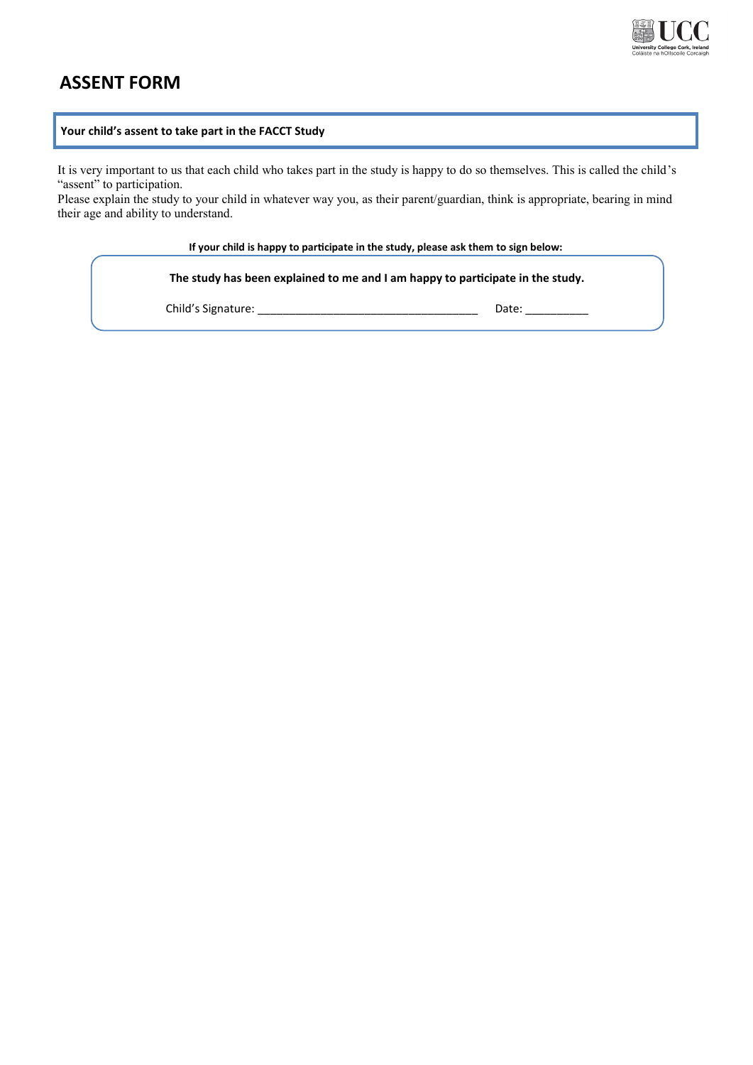# ASSENT FORM

**Your child's assent to take part in the FACCT Study**

It is very important to us that each child who takes part in the study is happy to do so themselves. This is called the child's "assent" to participation.

Please explain the study to your child in whatever way you, as their parent/guardian, think is appropriate, bearing in mind their age and ability to understand.

**If your child is happy to participate in the study, please ask them to sign below:**

**The study has been explained to me and I am happy to participate in the study.**

Child's Signature: ___________________________________ Date: __________